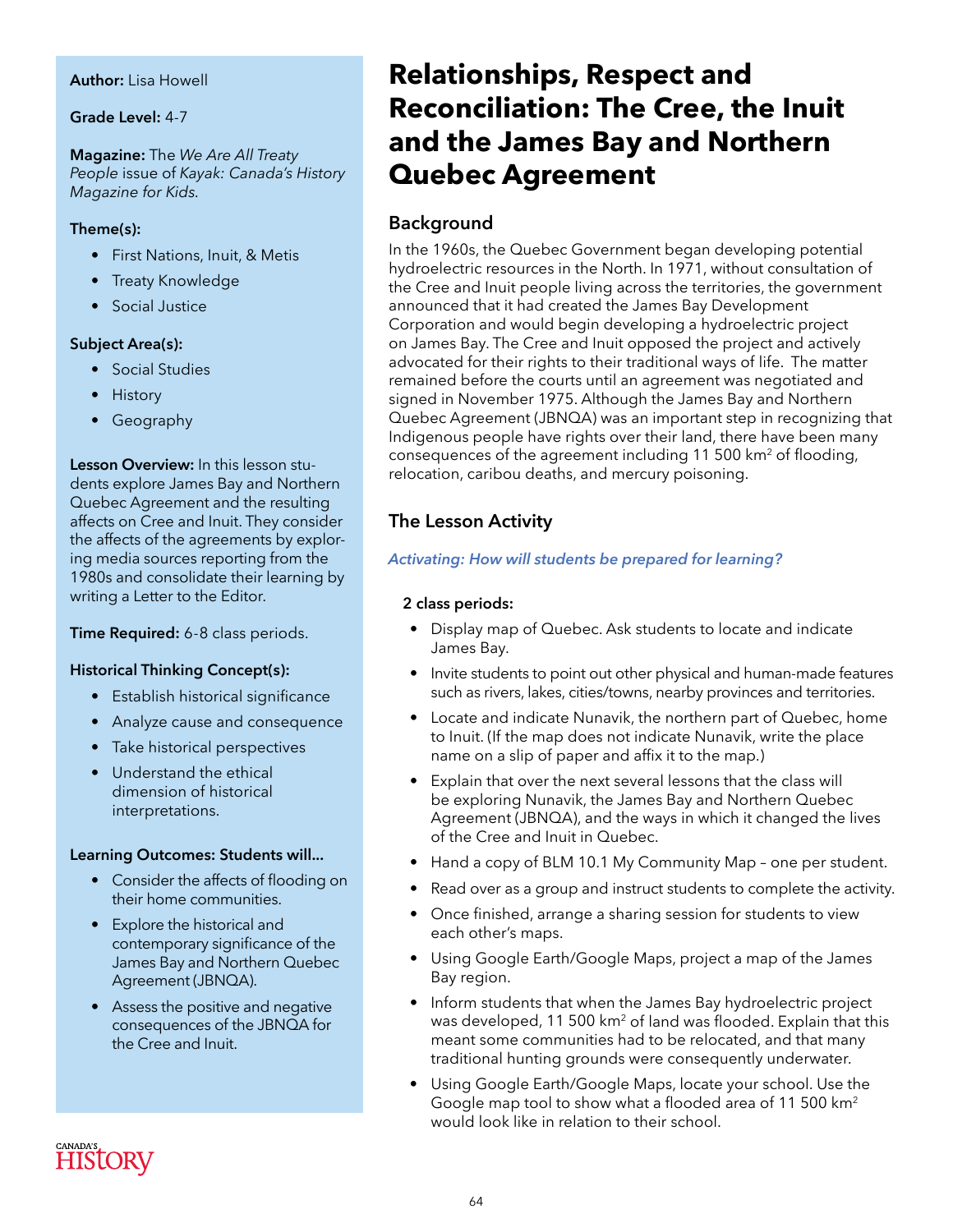**Author:** Lisa Howell

**Grade Level:** 4-7

**Magazine:** The *We Are All Treaty People* issue of *Kayak: Canada's History Magazine for Kids*.

**Theme(s):**

- First Nations, Inuit, & Metis
- Treaty Knowledge
- Social Justice

**Subject Area(s):**

- Social Studies
- History
- Geography

**Lesson Overview:** In this lesson students explore James Bay and Northern Quebec Agreement and the resulting affects on Cree and Inuit. They consider the affects of the agreements by exploring media sources reporting from the 1980s and consolidate their learning by writing a Letter to the Editor.

**Time Required:** 6-8 class periods.

**Historical Thinking Concept(s):**

- Establish historical significance
- Analyze cause and consequence
- Take historical perspectives
- Understand the ethical dimension of historical interpretations.

**Learning Outcomes: Students will...**

- Consider the affects of flooding on their home communities.
- Explore the historical and contemporary significance of the James Bay and Northern Quebec Agreement (JBNQA).
- Assess the positive and negative consequences of the JBNQA for the Cree and Inuit.

# Relationships, Respect and Reconciliation: The Cree, the Inuit and the James Bay and Northern Quebec Agreement

## Background

In the 1960s, the Quebec Government began developing potential hydroelectric resources in the North. In 1971, without consultation of the Cree and Inuit people living across the territories, the government announced that it had created the James Bay Development Corporation and would begin developing a hydroelectric project on James Bay. The Cree and Inuit opposed the project and actively advocated for their rights to their traditional ways of life. The matter remained before the courts until an agreement was negotiated and signed in November 1975. Although the James Bay and Northern Quebec Agreement (JBNQA) was an important step in recognizing that Indigenous people have rights over their land, there have been many consequences of the agreement including 11 500 km$^2$ of flooding, relocation, caribou deaths, and mercury poisoning.

## The Lesson Activity

*Activating: How will students be prepared for learning?*

**2 class periods:**

- Display map of Quebec. Ask students to locate and indicate James Bay.
- Invite students to point out other physical and human-made features such as rivers, lakes, cities/towns, nearby provinces and territories.
- Locate and indicate Nunavik, the northern part of Quebec, home to Inuit. (If the map does not indicate Nunavik, write the place name on a slip of paper and affix it to the map.)
- Explain that over the next several lessons that the class will be exploring Nunavik, the James Bay and Northern Quebec Agreement (JBNQA), and the ways in which it changed the lives of the Cree and Inuit in Quebec.
- Hand a copy of BLM 10.1 My Community Map – one per student.
- Read over as a group and instruct students to complete the activity.
- Once finished, arrange a sharing session for students to view each other's maps.
- Using Google Earth/Google Maps, project a map of the James Bay region.
- Inform students that when the James Bay hydroelectric project was developed, 11 500 km$^2$ of land was flooded. Explain that this meant some communities had to be relocated, and that many traditional hunting grounds were consequently underwater.
- Using Google Earth/Google Maps, locate your school. Use the Google map tool to show what a flooded area of 11 500 km$^2$ would look like in relation to their school.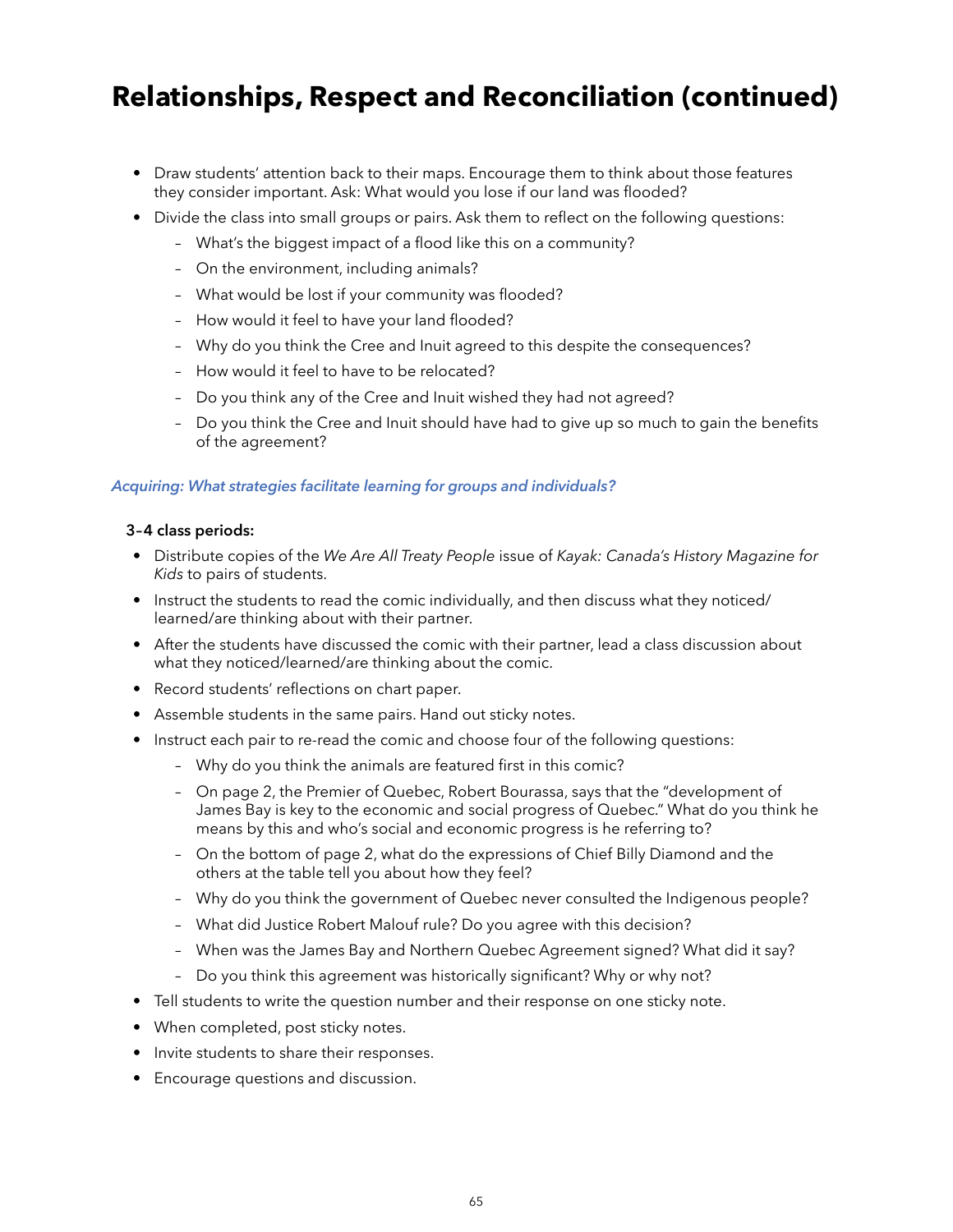# Relationships, Respect and Reconciliation (continued)

- Draw students' attention back to their maps. Encourage them to think about those features they consider important. Ask: What would you lose if our land was flooded?
- Divide the class into small groups or pairs. Ask them to reflect on the following questions:
  - What's the biggest impact of a flood like this on a community?
  - On the environment, including animals?
  - What would be lost if your community was flooded?
  - How would it feel to have your land flooded?
  - Why do you think the Cree and Inuit agreed to this despite the consequences?
  - How would it feel to have to be relocated?
  - Do you think any of the Cree and Inuit wished they had not agreed?
  - Do you think the Cree and Inuit should have had to give up so much to gain the benefits of the agreement?

*Acquiring: What strategies facilitate learning for groups and individuals?*

**3–4 class periods:**

- Distribute copies of the *We Are All Treaty People* issue of *Kayak: Canada's History Magazine for Kids* to pairs of students.
- Instruct the students to read the comic individually, and then discuss what they noticed/learned/are thinking about with their partner.
- After the students have discussed the comic with their partner, lead a class discussion about what they noticed/learned/are thinking about the comic.
- Record students' reflections on chart paper.
- Assemble students in the same pairs. Hand out sticky notes.
- Instruct each pair to re-read the comic and choose four of the following questions:
  - Why do you think the animals are featured first in this comic?
  - On page 2, the Premier of Quebec, Robert Bourassa, says that the "development of James Bay is key to the economic and social progress of Quebec." What do you think he means by this and who's social and economic progress is he referring to?
  - On the bottom of page 2, what do the expressions of Chief Billy Diamond and the others at the table tell you about how they feel?
  - Why do you think the government of Quebec never consulted the Indigenous people?
  - What did Justice Robert Malouf rule? Do you agree with this decision?
  - When was the James Bay and Northern Quebec Agreement signed? What did it say?
  - Do you think this agreement was historically significant? Why or why not?
- Tell students to write the question number and their response on one sticky note.
- When completed, post sticky notes.
- Invite students to share their responses.
- Encourage questions and discussion.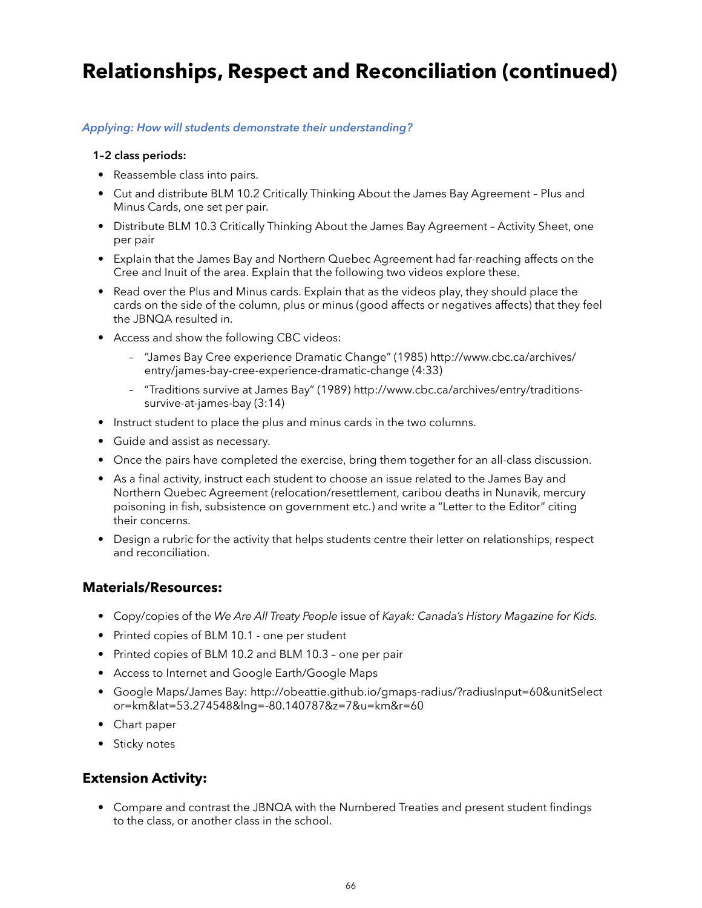# Relationships, Respect and Reconciliation (continued)

*Applying: How will students demonstrate their understanding?*

**1–2 class periods:**

- Reassemble class into pairs.
- Cut and distribute BLM 10.2 Critically Thinking About the James Bay Agreement – Plus and Minus Cards, one set per pair.
- Distribute BLM 10.3 Critically Thinking About the James Bay Agreement – Activity Sheet, one per pair
- Explain that the James Bay and Northern Quebec Agreement had far-reaching affects on the Cree and Inuit of the area. Explain that the following two videos explore these.
- Read over the Plus and Minus cards. Explain that as the videos play, they should place the cards on the side of the column, plus or minus (good affects or negatives affects) that they feel the JBNQA resulted in.
- Access and show the following CBC videos:
  - "James Bay Cree experience Dramatic Change" (1985) http://www.cbc.ca/archives/entry/james-bay-cree-experience-dramatic-change (4:33)
  - "Traditions survive at James Bay" (1989) http://www.cbc.ca/archives/entry/traditions-survive-at-james-bay (3:14)
- Instruct student to place the plus and minus cards in the two columns.
- Guide and assist as necessary.
- Once the pairs have completed the exercise, bring them together for an all-class discussion.
- As a final activity, instruct each student to choose an issue related to the James Bay and Northern Quebec Agreement (relocation/resettlement, caribou deaths in Nunavik, mercury poisoning in fish, subsistence on government etc.) and write a "Letter to the Editor" citing their concerns.
- Design a rubric for the activity that helps students centre their letter on relationships, respect and reconciliation.

## Materials/Resources:

- Copy/copies of the *We Are All Treaty People* issue of *Kayak: Canada's History Magazine for Kids.*
- Printed copies of BLM 10.1 - one per student
- Printed copies of BLM 10.2 and BLM 10.3 – one per pair
- Access to Internet and Google Earth/Google Maps
- Google Maps/James Bay: http://obeattie.github.io/gmaps-radius/?radiusInput=60&unitSelector=km&lat=53.274548&lng=-80.140787&z=7&u=km&r=60
- Chart paper
- Sticky notes

## Extension Activity:

- Compare and contrast the JBNQA with the Numbered Treaties and present student findings to the class, or another class in the school.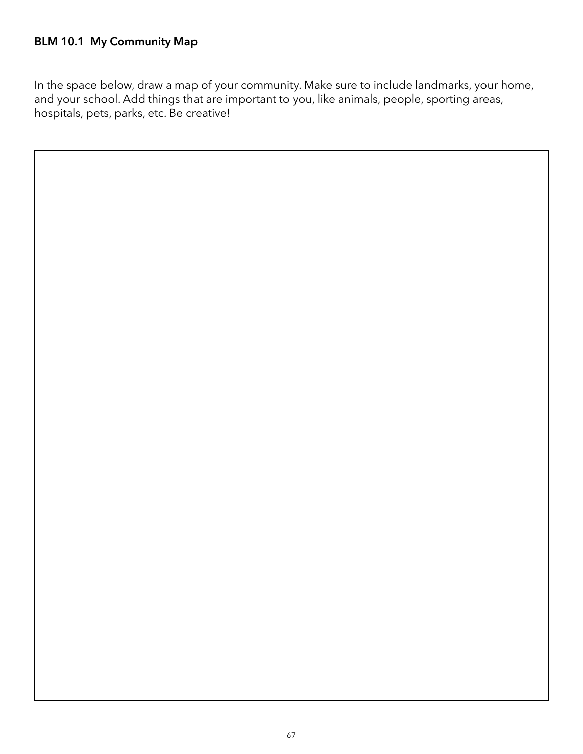**BLM 10.1 My Community Map**

In the space below, draw a map of your community. Make sure to include landmarks, your home, and your school. Add things that are important to you, like animals, people, sporting areas, hospitals, pets, parks, etc. Be creative!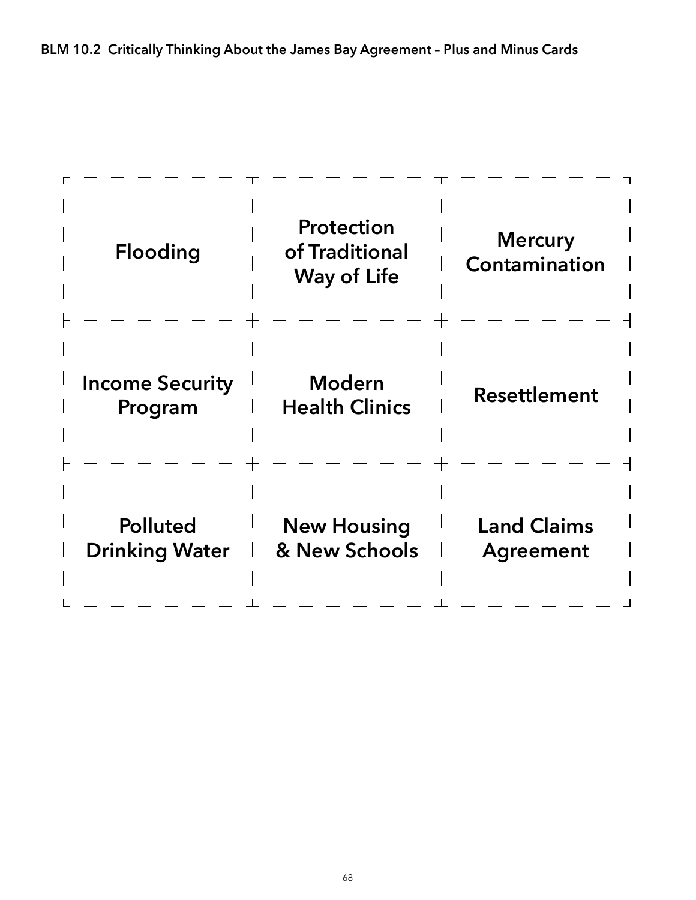**BLM 10.2 Critically Thinking About the James Bay Agreement – Plus and Minus Cards**

| | | |
|---|---|---|
| **Flooding** | **Protection of Traditional Way of Life** | **Mercury Contamination** |
| **Income Security Program** | **Modern Health Clinics** | **Resettlement** |
| **Polluted Drinking Water** | **New Housing & New Schools** | **Land Claims Agreement** |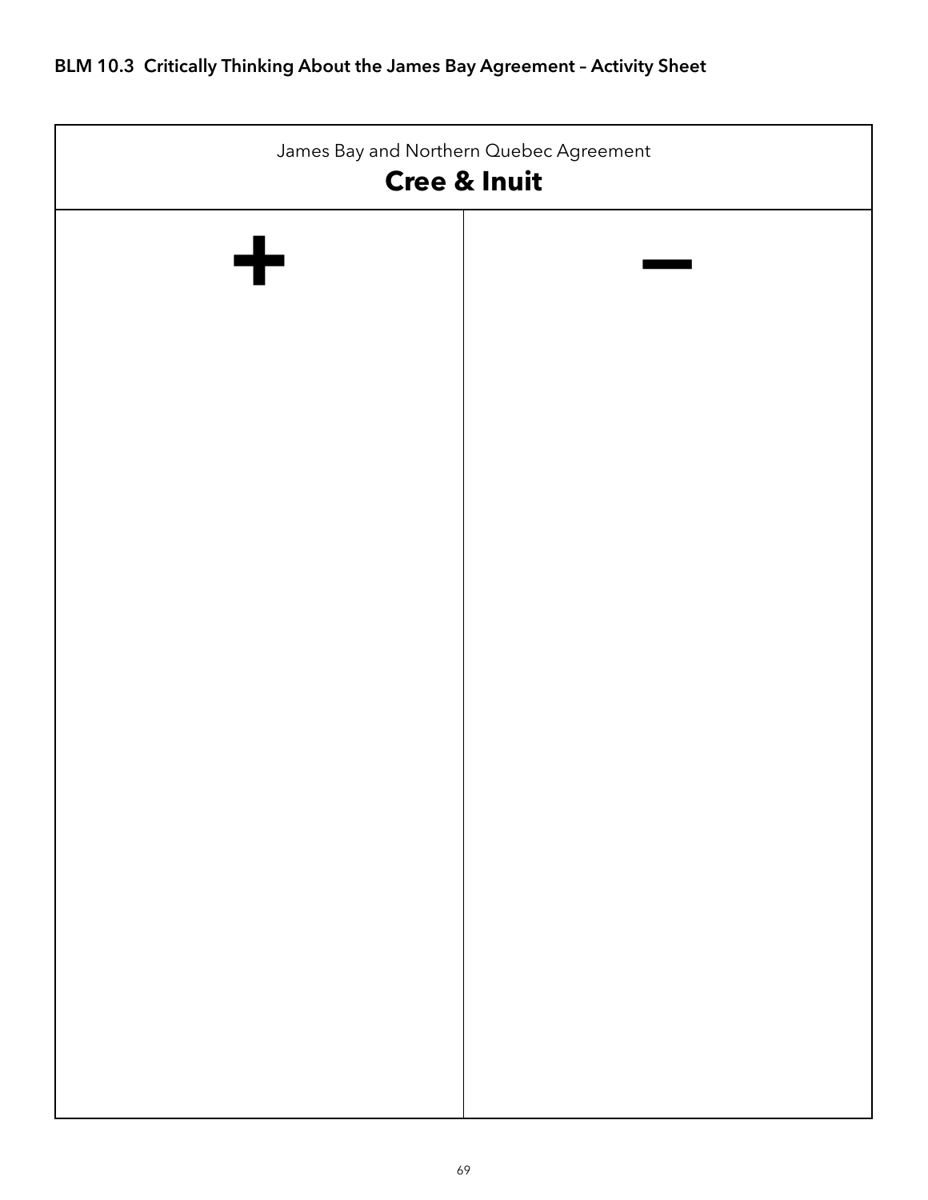**BLM 10.3 Critically Thinking About the James Bay Agreement – Activity Sheet**

| James Bay and Northern Quebec Agreement<br>**Cree & Inuit** | |
|---|---|
| **+** | **−** |
| | |